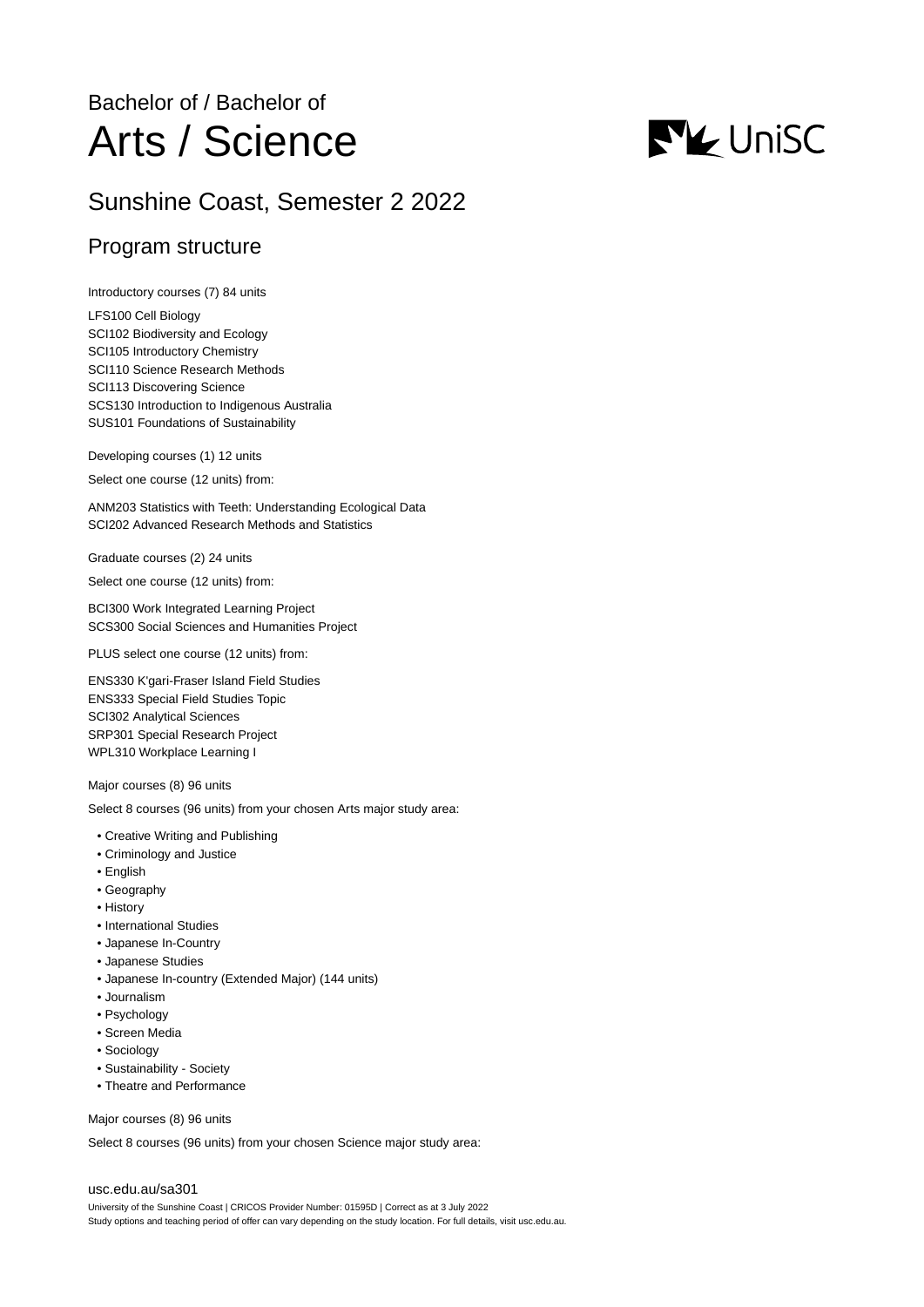Bachelor of / Bachelor of

# Arts / Science

## Sunshine Coast, Semester 2 2022

## Program structure

Introductory courses (7) 84 units

LFS100 Cell Biology
SCI102 Biodiversity and Ecology
SCI105 Introductory Chemistry
SCI110 Science Research Methods
SCI113 Discovering Science
SCS130 Introduction to Indigenous Australia
SUS101 Foundations of Sustainability

Developing courses (1) 12 units

Select one course (12 units) from:

ANM203 Statistics with Teeth: Understanding Ecological Data
SCI202 Advanced Research Methods and Statistics

Graduate courses (2) 24 units

Select one course (12 units) from:

BCI300 Work Integrated Learning Project
SCS300 Social Sciences and Humanities Project

PLUS select one course (12 units) from:

ENS330 K'gari-Fraser Island Field Studies
ENS333 Special Field Studies Topic
SCI302 Analytical Sciences
SRP301 Special Research Project
WPL310 Workplace Learning I

Major courses (8) 96 units

Select 8 courses (96 units) from your chosen Arts major study area:

- Creative Writing and Publishing
- Criminology and Justice
- English
- Geography
- History
- International Studies
- Japanese In-Country
- Japanese Studies
- Japanese In-country (Extended Major) (144 units)
- Journalism
- Psychology
- Screen Media
- Sociology
- Sustainability - Society
- Theatre and Performance

Major courses (8) 96 units

Select 8 courses (96 units) from your chosen Science major study area:

usc.edu.au/sa301

University of the Sunshine Coast | CRICOS Provider Number: 01595D | Correct as at 3 July 2022
Study options and teaching period of offer can vary depending on the study location. For full details, visit usc.edu.au.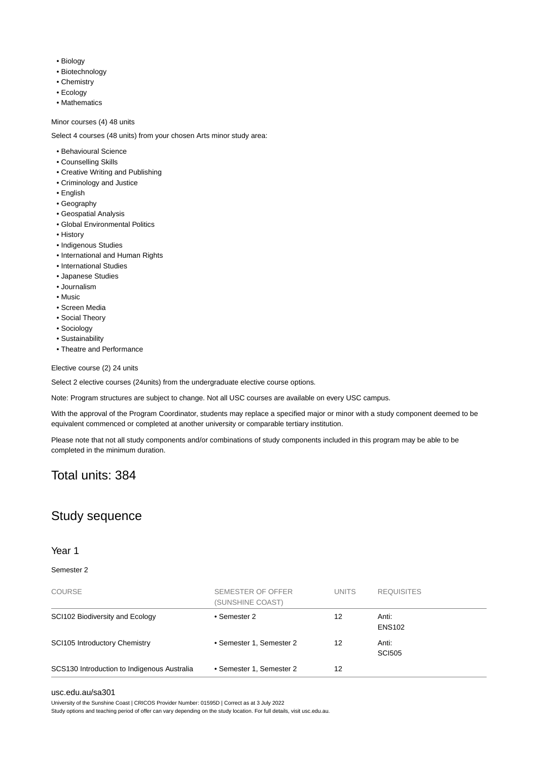- Biology
- Biotechnology
- Chemistry
- Ecology
- Mathematics

Minor courses (4) 48 units

Select 4 courses (48 units) from your chosen Arts minor study area:

- Behavioural Science
- Counselling Skills
- Creative Writing and Publishing
- Criminology and Justice
- English
- Geography
- Geospatial Analysis
- Global Environmental Politics
- History
- Indigenous Studies
- International and Human Rights
- International Studies
- Japanese Studies
- Journalism
- Music
- Screen Media
- Social Theory
- Sociology
- Sustainability
- Theatre and Performance

Elective course (2) 24 units

Select 2 elective courses (24units) from the undergraduate elective course options.

Note: Program structures are subject to change. Not all USC courses are available on every USC campus.

With the approval of the Program Coordinator, students may replace a specified major or minor with a study component deemed to be equivalent commenced or completed at another university or comparable tertiary institution.

Please note that not all study components and/or combinations of study components included in this program may be able to be completed in the minimum duration.

## Total units: 384

## Study sequence

### Year 1

Semester 2

| COURSE | SEMESTER OF OFFER (SUNSHINE COAST) | UNITS | REQUISITES |
|---|---|---|---|
| SCI102 Biodiversity and Ecology | • Semester 2 | 12 | Anti: ENS102 |
| SCI105 Introductory Chemistry | • Semester 1, Semester 2 | 12 | Anti: SCI505 |
| SCS130 Introduction to Indigenous Australia | • Semester 1, Semester 2 | 12 | |

usc.edu.au/sa301

University of the Sunshine Coast | CRICOS Provider Number: 01595D | Correct as at 3 July 2022

Study options and teaching period of offer can vary depending on the study location. For full details, visit usc.edu.au.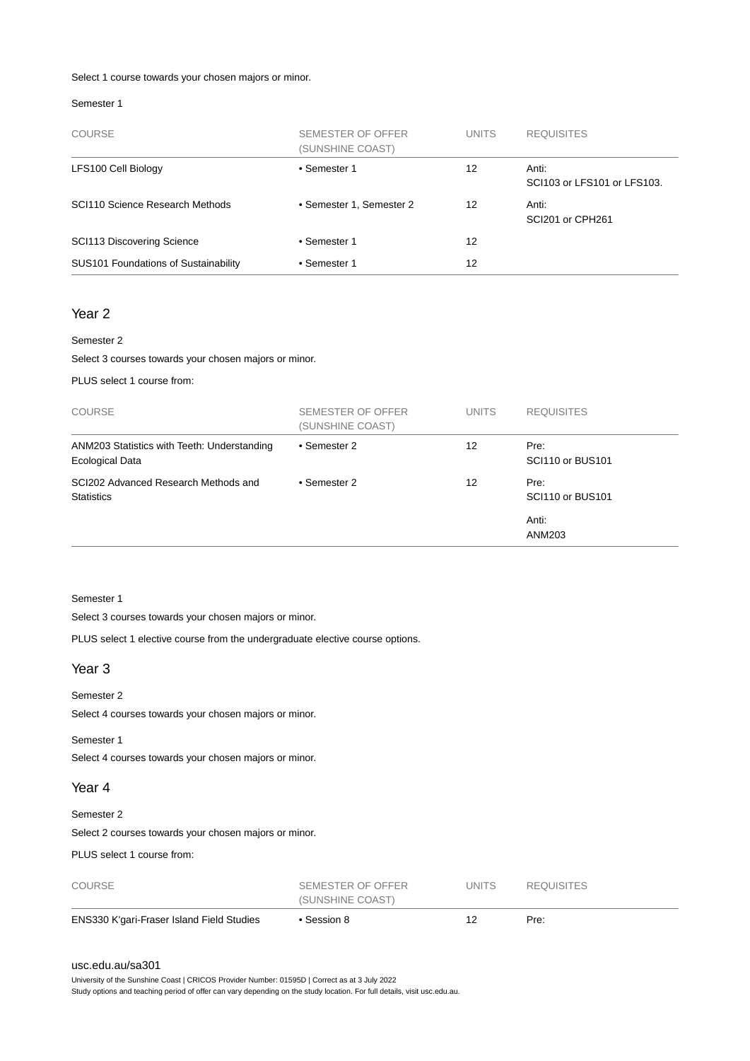Select 1 course towards your chosen majors or minor.

Semester 1

| COURSE | SEMESTER OF OFFER (SUNSHINE COAST) | UNITS | REQUISITES |
|---|---|---|---|
| LFS100 Cell Biology | • Semester 1 | 12 | Anti: SCI103 or LFS101 or LFS103. |
| SCI110 Science Research Methods | • Semester 1, Semester 2 | 12 | Anti: SCI201 or CPH261 |
| SCI113 Discovering Science | • Semester 1 | 12 | |
| SUS101 Foundations of Sustainability | • Semester 1 | 12 | |

## Year 2

Semester 2

Select 3 courses towards your chosen majors or minor.

PLUS select 1 course from:

| COURSE | SEMESTER OF OFFER (SUNSHINE COAST) | UNITS | REQUISITES |
|---|---|---|---|
| ANM203 Statistics with Teeth: Understanding Ecological Data | • Semester 2 | 12 | Pre: SCI110 or BUS101 |
| SCI202 Advanced Research Methods and Statistics | • Semester 2 | 12 | Pre: SCI110 or BUS101<br>Anti: ANM203 |

Semester 1

Select 3 courses towards your chosen majors or minor.

PLUS select 1 elective course from the undergraduate elective course options.

## Year 3

Semester 2

Select 4 courses towards your chosen majors or minor.

Semester 1

Select 4 courses towards your chosen majors or minor.

## Year 4

Semester 2

Select 2 courses towards your chosen majors or minor.

PLUS select 1 course from:

| COURSE | SEMESTER OF OFFER (SUNSHINE COAST) | UNITS | REQUISITES |
|---|---|---|---|
| ENS330 K'gari-Fraser Island Field Studies | • Session 8 | 12 | Pre: |

usc.edu.au/sa301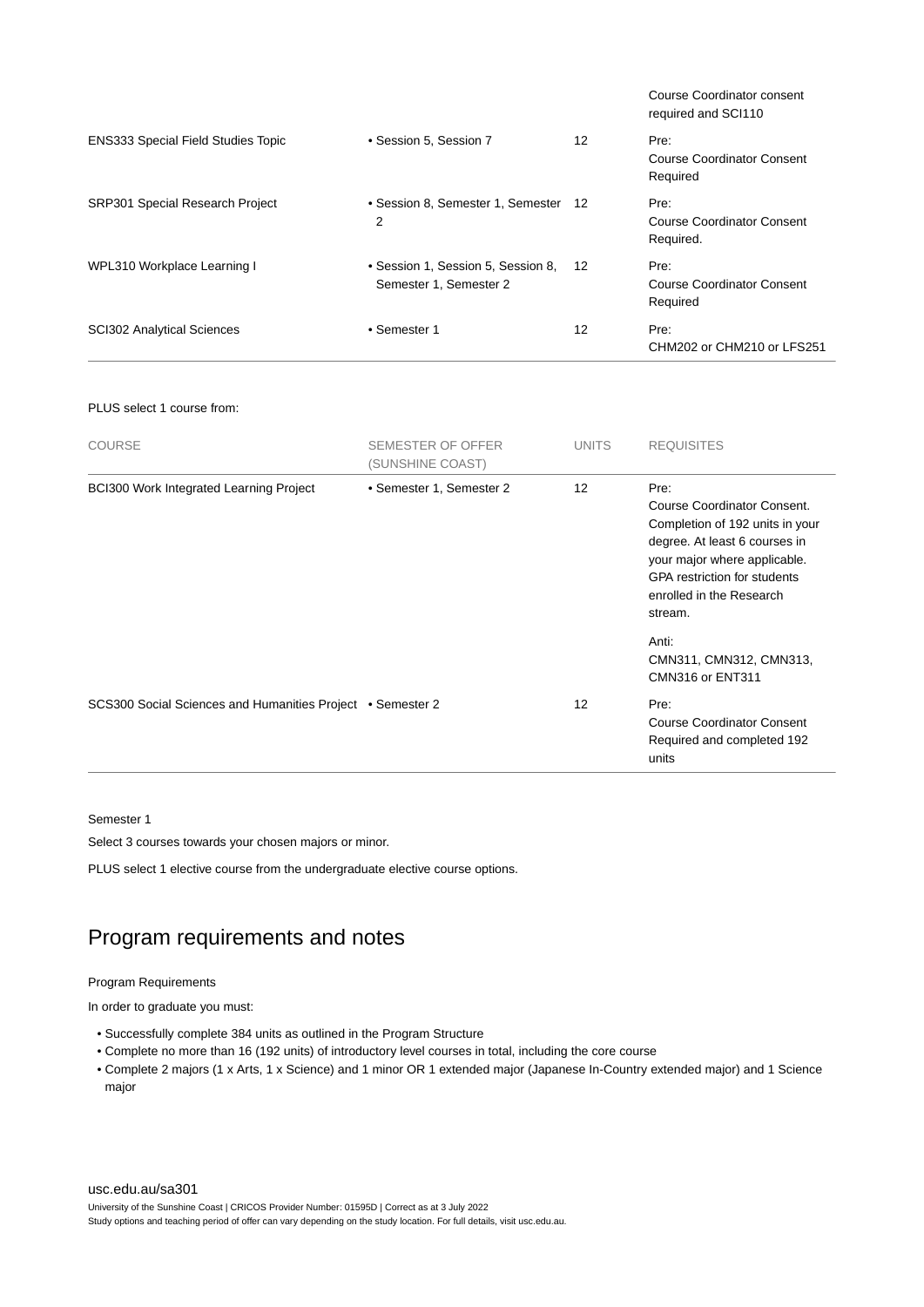| COURSE | SEMESTER OF OFFER (SUNSHINE COAST) | UNITS | REQUISITES |
|---|---|---|---|
| | | | Course Coordinator consent required and SCI110 |
| ENS333 Special Field Studies Topic | • Session 5, Session 7 | 12 | Pre: Course Coordinator Consent Required |
| SRP301 Special Research Project | • Session 8, Semester 1, Semester 2 | 12 | Pre: Course Coordinator Consent Required. |
| WPL310 Workplace Learning I | • Session 1, Session 5, Session 8, Semester 1, Semester 2 | 12 | Pre: Course Coordinator Consent Required |
| SCI302 Analytical Sciences | • Semester 1 | 12 | Pre: CHM202 or CHM210 or LFS251 |

PLUS select 1 course from:

| COURSE | SEMESTER OF OFFER (SUNSHINE COAST) | UNITS | REQUISITES |
|---|---|---|---|
| BCI300 Work Integrated Learning Project | • Semester 1, Semester 2 | 12 | Pre: Course Coordinator Consent. Completion of 192 units in your degree. At least 6 courses in your major where applicable. GPA restriction for students enrolled in the Research stream. Anti: CMN311, CMN312, CMN313, CMN316 or ENT311 |
| SCS300 Social Sciences and Humanities Project | • Semester 2 | 12 | Pre: Course Coordinator Consent Required and completed 192 units |

Semester 1

Select 3 courses towards your chosen majors or minor.

PLUS select 1 elective course from the undergraduate elective course options.

## Program requirements and notes

Program Requirements

In order to graduate you must:

- Successfully complete 384 units as outlined in the Program Structure
- Complete no more than 16 (192 units) of introductory level courses in total, including the core course
- Complete 2 majors (1 x Arts, 1 x Science) and 1 minor OR 1 extended major (Japanese In-Country extended major) and 1 Science major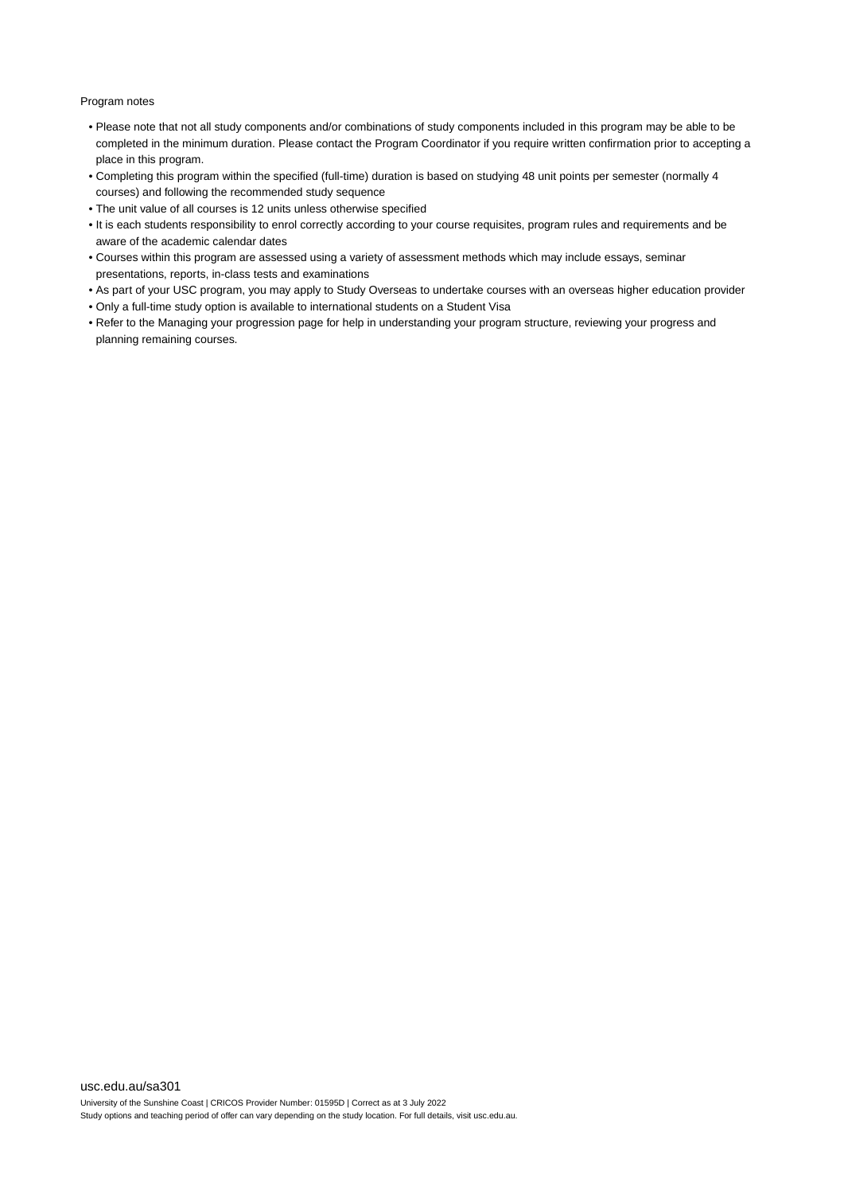Program notes

- Please note that not all study components and/or combinations of study components included in this program may be able to be completed in the minimum duration. Please contact the Program Coordinator if you require written confirmation prior to accepting a place in this program.
- Completing this program within the specified (full-time) duration is based on studying 48 unit points per semester (normally 4 courses) and following the recommended study sequence
- The unit value of all courses is 12 units unless otherwise specified
- It is each students responsibility to enrol correctly according to your course requisites, program rules and requirements and be aware of the academic calendar dates
- Courses within this program are assessed using a variety of assessment methods which may include essays, seminar presentations, reports, in-class tests and examinations
- As part of your USC program, you may apply to Study Overseas to undertake courses with an overseas higher education provider
- Only a full-time study option is available to international students on a Student Visa
- Refer to the Managing your progression page for help in understanding your program structure, reviewing your progress and planning remaining courses.